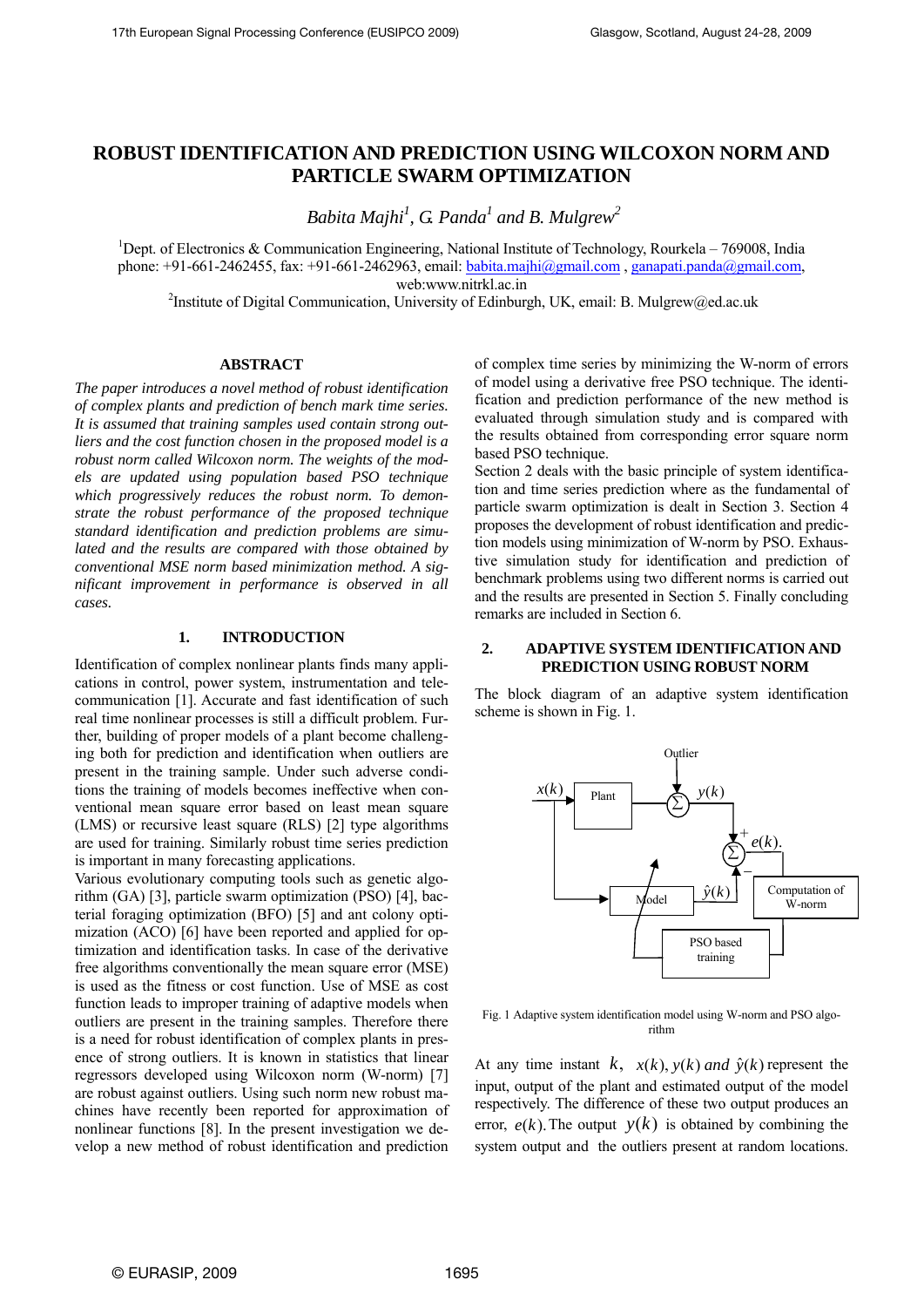# ROBUST IDENTIFICATION AND PREDICTION USING WILCOXON NORM AND PARTICLE SWARM OPTIMIZATION

*Babita Majhi*[1]*, G. Panda*[1] *and B. Mulgrew*[2]

[1]Dept. of Electronics & Communication Engineering, National Institute of Technology, Rourkela – 769008, India
phone: +91-661-2462455, fax: +91-661-2462963, email: babita.majhi@gmail.com , ganapati.panda@gmail.com,
web:www.nitrkl.ac.in

[2]Institute of Digital Communication, University of Edinburgh, UK, email: B. Mulgrew@ed.ac.uk

## ABSTRACT

*The paper introduces a novel method of robust identification of complex plants and prediction of bench mark time series. It is assumed that training samples used contain strong outliers and the cost function chosen in the proposed model is a robust norm called Wilcoxon norm. The weights of the models are updated using population based PSO technique which progressively reduces the robust norm. To demonstrate the robust performance of the proposed technique standard identification and prediction problems are simulated and the results are compared with those obtained by conventional MSE norm based minimization method. A significant improvement in performance is observed in all cases.*

## 1. INTRODUCTION

Identification of complex nonlinear plants finds many applications in control, power system, instrumentation and telecommunication [1]. Accurate and fast identification of such real time nonlinear processes is still a difficult problem. Further, building of proper models of a plant become challenging both for prediction and identification when outliers are present in the training sample. Under such adverse conditions the training of models becomes ineffective when conventional mean square error based on least mean square (LMS) or recursive least square (RLS) [2] type algorithms are used for training. Similarly robust time series prediction is important in many forecasting applications.

Various evolutionary computing tools such as genetic algorithm (GA) [3], particle swarm optimization (PSO) [4], bacterial foraging optimization (BFO) [5] and ant colony optimization (ACO) [6] have been reported and applied for optimization and identification tasks. In case of the derivative free algorithms conventionally the mean square error (MSE) is used as the fitness or cost function. Use of MSE as cost function leads to improper training of adaptive models when outliers are present in the training samples. Therefore there is a need for robust identification of complex plants in presence of strong outliers. It is known in statistics that linear regressors developed using Wilcoxon norm (W-norm) [7] are robust against outliers. Using such norm new robust machines have recently been reported for approximation of nonlinear functions [8]. In the present investigation we develop a new method of robust identification and prediction of complex time series by minimizing the W-norm of errors of model using a derivative free PSO technique. The identification and prediction performance of the new method is evaluated through simulation study and is compared with the results obtained from corresponding error square norm based PSO technique.

Section 2 deals with the basic principle of system identification and time series prediction where as the fundamental of particle swarm optimization is dealt in Section 3. Section 4 proposes the development of robust identification and prediction models using minimization of W-norm by PSO. Exhaustive simulation study for identification and prediction of benchmark problems using two different norms is carried out and the results are presented in Section 5. Finally concluding remarks are included in Section 6.

## 2. ADAPTIVE SYSTEM IDENTIFICATION AND PREDICTION USING ROBUST NORM

The block diagram of an adaptive system identification scheme is shown in Fig. 1.

Fig. 1 Adaptive system identification model using W-norm and PSO algorithm

At any time instant $k$, $x(k), y(k)$ *and* $\hat{y}(k)$ represent the input, output of the plant and estimated output of the model respectively. The difference of these two output produces an error, $e(k)$. The output $y(k)$ is obtained by combining the system output and the outliers present at random locations.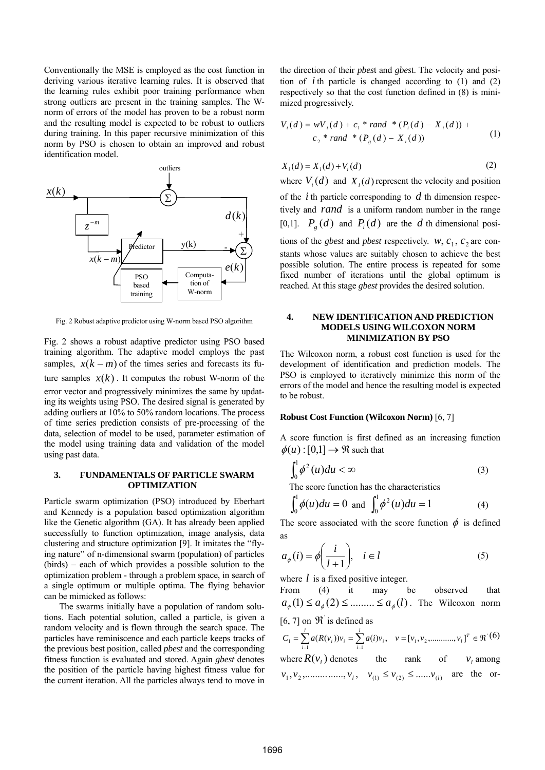Conventionally the MSE is employed as the cost function in deriving various iterative learning rules. It is observed that the learning rules exhibit poor training performance when strong outliers are present in the training samples. The W-norm of errors of the model has proven to be a robust norm and the resulting model is expected to be robust to outliers during training. In this paper recursive minimization of this norm by PSO is chosen to obtain an improved and robust identification model.

Fig. 2 Robust adaptive predictor using W-norm based PSO algorithm

Fig. 2 shows a robust adaptive predictor using PSO based training algorithm. The adaptive model employs the past samples, $x(k-m)$ of the times series and forecasts its future samples $x(k)$. It computes the robust W-norm of the error vector and progressively minimizes the same by updating its weights using PSO. The desired signal is generated by adding outliers at 10% to 50% random locations. The process of time series prediction consists of pre-processing of the data, selection of model to be used, parameter estimation of the model using training data and validation of the model using past data.

## 3. FUNDAMENTALS OF PARTICLE SWARM OPTIMIZATION

Particle swarm optimization (PSO) introduced by Eberhart and Kennedy is a population based optimization algorithm like the Genetic algorithm (GA). It has already been applied successfully to function optimization, image analysis, data clustering and structure optimization [9]. It imitates the "flying nature" of n-dimensional swarm (population) of particles (birds) – each of which provides a possible solution to the optimization problem - through a problem space, in search of a single optimum or multiple optima. The flying behavior can be mimicked as follows:

The swarms initially have a population of random solutions. Each potential solution, called a particle, is given a random velocity and is flown through the search space. The particles have reminiscence and each particle keeps tracks of the previous best position, called *pbest* and the corresponding fitness function is evaluated and stored. Again *gbest* denotes the position of the particle having highest fitness value for the current iteration. All the particles always tend to move in the direction of their *pbest* and *gbest*. The velocity and position of $i$th particle is changed according to (1) and (2) respectively so that the cost function defined in (8) is minimized progressively.

$$V_i(d) = wV_i(d) + c_1 * rand * (P_i(d) - X_i(d)) + c_2 * rand * (P_g(d) - X_i(d)) \tag{1}$$

$$X_i(d) = X_i(d) + V_i(d) \tag{2}$$

where $V_i(d)$ and $X_i(d)$ represent the velocity and position of the $i$th particle corresponding to $d$th dimension respectively and $rand$ is a uniform random number in the range [0,1]. $P_g(d)$ and $P_i(d)$ are the $d$th dimensional positions of the *gbest* and *pbest* respectively. $w, c_1, c_2$ are constants whose values are suitably chosen to achieve the best possible solution. The entire process is repeated for some fixed number of iterations until the global optimum is reached. At this stage *gbest* provides the desired solution.

## 4. NEW IDENTIFICATION AND PREDICTION MODELS USING WILCOXON NORM MINIMIZATION BY PSO

The Wilcoxon norm, a robust cost function is used for the development of identification and prediction models. The PSO is employed to iteratively minimize this norm of the errors of the model and hence the resulting model is expected to be robust.

**Robust Cost Function (Wilcoxon Norm)** [6, 7]

A score function is first defined as an increasing function $\phi(u):[0,1] \rightarrow \Re$ such that

$$\int_0^1 \phi^2(u)du < \infty \tag{3}$$

The score function has the characteristics

$$\int_0^1 \phi(u)du = 0 \text{ and } \int_0^1 \phi^2(u)du = 1 \tag{4}$$

The score associated with the score function $\phi$ is defined as

$$a_\phi(i) = \phi\left(\frac{i}{l+1}\right), \quad i \in l \tag{5}$$

where $l$ is a fixed positive integer.

From (4) it may be observed that $a_\phi(1) \le a_\phi(2) \le \dots\dots\dots \le a_\phi(l)$. The Wilcoxon norm [6, 7] on $\Re^{'}$ is defined as

$$C_1 = \sum_{i=1}^{l} a(R(v_i))v_i = \sum_{i=1}^{l} a(i)v_i, \quad v = [v_1, v_2, \dots\dots\dots\dots, v_l]^T \in \Re^{'} \tag{6}$$

where $R(v_i)$ denotes the rank of $v_i$ among $v_1, v_2, \dots\dots\dots\dots\dots, v_l$, $v_{(1)} \le v_{(2)} \le \dots\dots v_{(l)}$ are the or-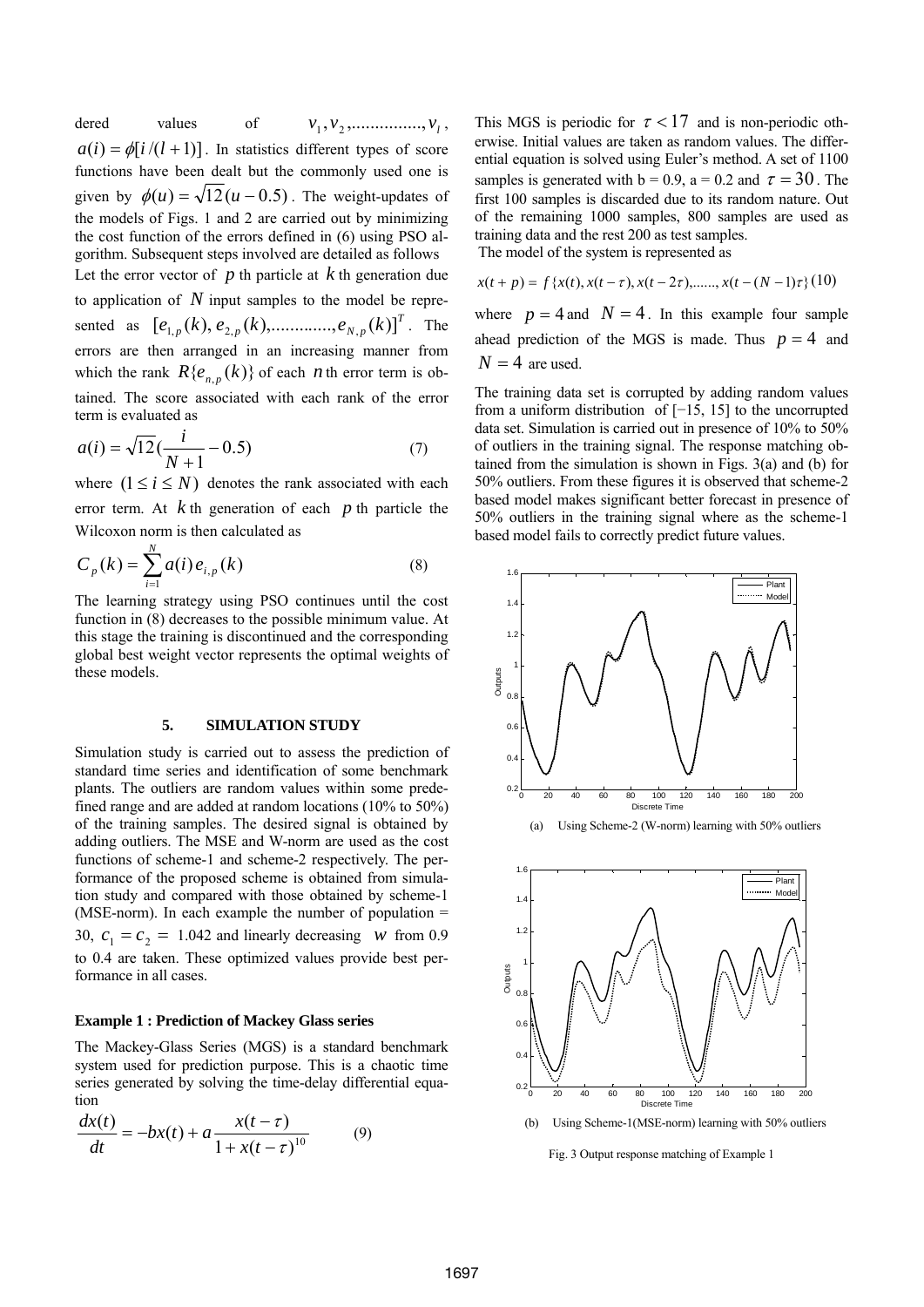dered values of $v_1, v_2, ..............., v_l$, $a(i) = \phi[i/(l+1)]$. In statistics different types of score functions have been dealt but the commonly used one is given by $\phi(u) = \sqrt{12}(u - 0.5)$. The weight-updates of the models of Figs. 1 and 2 are carried out by minimizing the cost function of the errors defined in (6) using PSO algorithm. Subsequent steps involved are detailed as follows

Let the error vector of $p$ th particle at $k$ th generation due to application of $N$ input samples to the model be represented as $[e_{1,p}(k), e_{2,p}(k), ............., e_{N,p}(k)]^T$. The errors are then arranged in an increasing manner from which the rank $R\{e_{n,p}(k)\}$ of each $n$ th error term is obtained. The score associated with each rank of the error term is evaluated as

$$a(i) = \sqrt{12}\left(\frac{i}{N+1} - 0.5\right) \tag{7}$$

where $(1 \le i \le N)$ denotes the rank associated with each error term. At $k$ th generation of each $p$ th particle the Wilcoxon norm is then calculated as

$$C_p(k) = \sum_{i=1}^{N} a(i) e_{i,p}(k) \tag{8}$$

The learning strategy using PSO continues until the cost function in (8) decreases to the possible minimum value. At this stage the training is discontinued and the corresponding global best weight vector represents the optimal weights of these models.

## 5. SIMULATION STUDY

Simulation study is carried out to assess the prediction of standard time series and identification of some benchmark plants. The outliers are random values within some predefined range and are added at random locations (10% to 50%) of the training samples. The desired signal is obtained by adding outliers. The MSE and W-norm are used as the cost functions of scheme-1 and scheme-2 respectively. The performance of the proposed scheme is obtained from simulation study and compared with those obtained by scheme-1 (MSE-norm). In each example the number of population = 30, $c_1 = c_2 =$ 1.042 and linearly decreasing $w$ from 0.9 to 0.4 are taken. These optimized values provide best performance in all cases.

### Example 1 : Prediction of Mackey Glass series

The Mackey-Glass Series (MGS) is a standard benchmark system used for prediction purpose. This is a chaotic time series generated by solving the time-delay differential equation

$$\frac{dx(t)}{dt} = -bx(t) + a\frac{x(t-\tau)}{1 + x(t-\tau)^{10}} \tag{9}$$

This MGS is periodic for $\tau < 17$ and is non-periodic otherwise. Initial values are taken as random values. The differential equation is solved using Euler's method. A set of 1100 samples is generated with b = 0.9, a = 0.2 and $\tau = 30$. The first 100 samples is discarded due to its random nature. Out of the remaining 1000 samples, 800 samples are used as training data and the rest 200 as test samples.

The model of the system is represented as

$$x(t+p) = f\{x(t), x(t-\tau), x(t-2\tau), ......, x(t-(N-1)\tau)\} \tag{10}$$

where $p = 4$ and $N = 4$. In this example four sample ahead prediction of the MGS is made. Thus $p = 4$ and $N = 4$ are used.

The training data set is corrupted by adding random values from a uniform distribution of [−15, 15] to the uncorrupted data set. Simulation is carried out in presence of 10% to 50% of outliers in the training signal. The response matching obtained from the simulation is shown in Figs. 3(a) and (b) for 50% outliers. From these figures it is observed that scheme-2 based model makes significant better forecast in presence of 50% outliers in the training signal where as the scheme-1 based model fails to correctly predict future values.

(a) Using Scheme-2 (W-norm) learning with 50% outliers

(b) Using Scheme-1(MSE-norm) learning with 50% outliers

Fig. 3 Output response matching of Example 1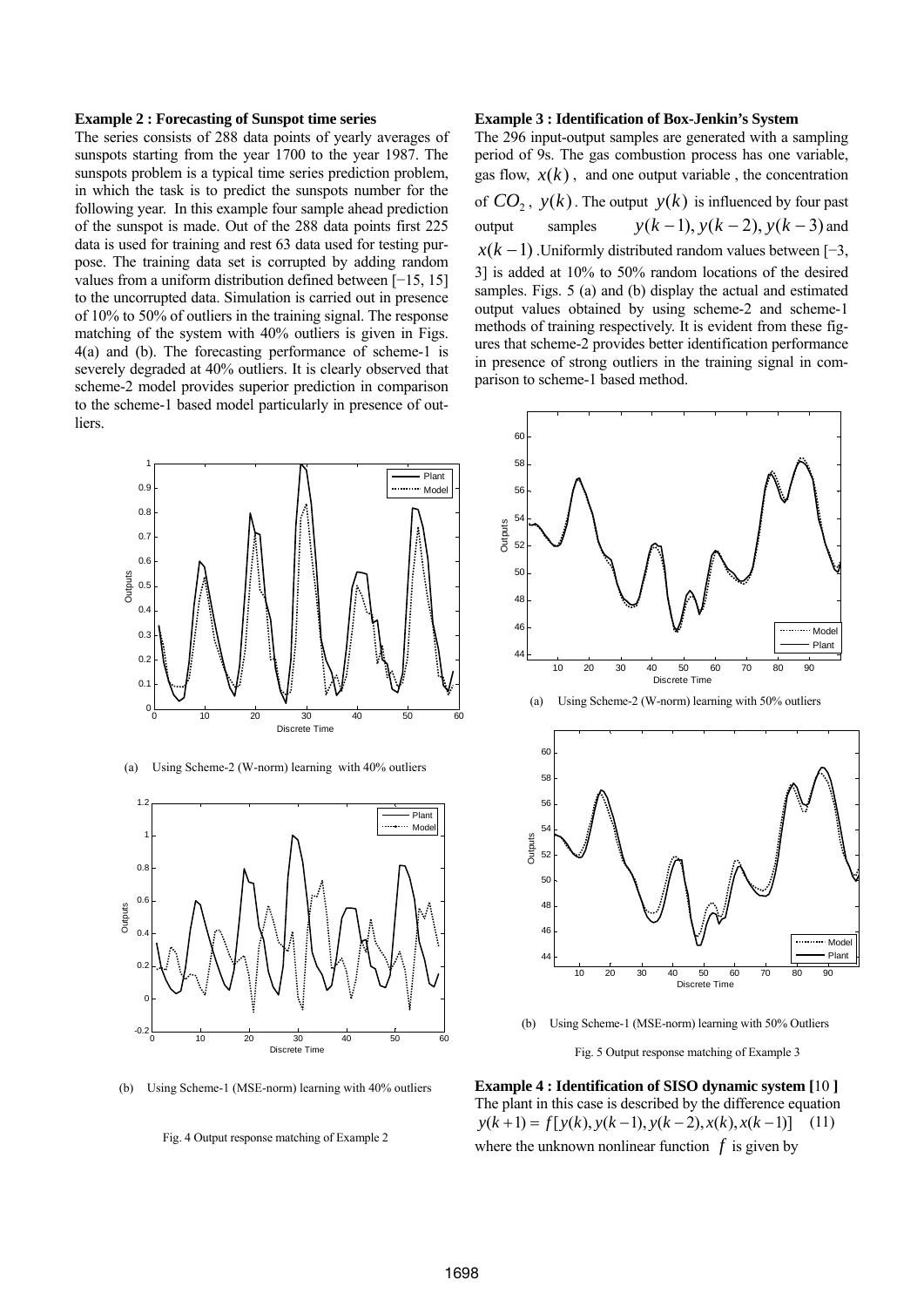**Example 2 : Forecasting of Sunspot time series**

The series consists of 288 data points of yearly averages of sunspots starting from the year 1700 to the year 1987. The sunspots problem is a typical time series prediction problem, in which the task is to predict the sunspots number for the following year. In this example four sample ahead prediction of the sunspot is made. Out of the 288 data points first 225 data is used for training and rest 63 data used for testing purpose. The training data set is corrupted by adding random values from a uniform distribution defined between [−15, 15] to the uncorrupted data. Simulation is carried out in presence of 10% to 50% of outliers in the training signal. The response matching of the system with 40% outliers is given in Figs. 4(a) and (b). The forecasting performance of scheme-1 is severely degraded at 40% outliers. It is clearly observed that scheme-2 model provides superior prediction in comparison to the scheme-1 based model particularly in presence of outliers.

(a) Using Scheme-2 (W-norm) learning with 40% outliers

(b) Using Scheme-1 (MSE-norm) learning with 40% outliers

Fig. 4 Output response matching of Example 2

**Example 3 : Identification of Box-Jenkin's System**

The 296 input-output samples are generated with a sampling period of 9s. The gas combustion process has one variable, gas flow, $x(k)$, and one output variable, the concentration of $CO_2$, $y(k)$. The output $y(k)$ is influenced by four past output samples $y(k-1), y(k-2), y(k-3)$ and $x(k-1)$. Uniformly distributed random values between [−3, 3] is added at 10% to 50% random locations of the desired samples. Figs. 5 (a) and (b) display the actual and estimated output values obtained by using scheme-2 and scheme-1 methods of training respectively. It is evident from these figures that scheme-2 provides better identification performance in presence of strong outliers in the training signal in comparison to scheme-1 based method.

(a) Using Scheme-2 (W-norm) learning with 50% outliers

(b) Using Scheme-1 (MSE-norm) learning with 50% Outliers

Fig. 5 Output response matching of Example 3

**Example 4 : Identification of SISO dynamic system [10 ]**

The plant in this case is described by the difference equation

$$y(k+1) = f[y(k), y(k-1), y(k-2), x(k), x(k-1)] \quad (11)$$

where the unknown nonlinear function $f$ is given by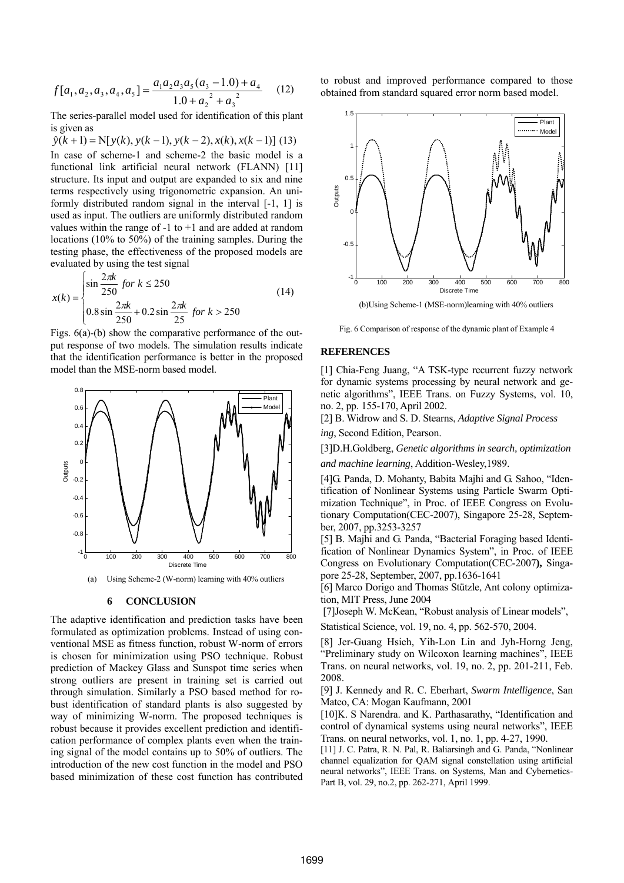$$f[a_1, a_2, a_3, a_4, a_5] = \frac{a_1 a_2 a_3 a_5 (a_3 - 1.0) + a_4}{1.0 + a_2^{\,2} + a_3^{\,2}} \quad (12)$$

The series-parallel model used for identification of this plant is given as

$$\hat{y}(k+1) = \mathrm{N}[y(k), y(k-1), y(k-2), x(k), x(k-1)] \quad (13)$$

In case of scheme-1 and scheme-2 the basic model is a functional link artificial neural network (FLANN) [11] structure. Its input and output are expanded to six and nine terms respectively using trigonometric expansion. An uniformly distributed random signal in the interval [-1, 1] is used as input. The outliers are uniformly distributed random values within the range of -1 to +1 and are added at random locations (10% to 50%) of the training samples. During the testing phase, the effectiveness of the proposed models are evaluated by using the test signal

$$x(k) = \begin{cases} \sin \dfrac{2\pi k}{250} \;\; for\ k \le 250 \\ 0.8 \sin \dfrac{2\pi k}{250} + 0.2 \sin \dfrac{2\pi k}{25} \;\; for\ k > 250 \end{cases} \quad (14)$$

Figs. 6(a)-(b) show the comparative performance of the output response of two models. The simulation results indicate that the identification performance is better in the proposed model than the MSE-norm based model.

Plant
Model
Outputs
Discrete Time
0.8
0.6
0.4
0.2
0
-0.2
-0.4
-0.6
-0.8
-1
0 100 200 300 400 500 600 700 800

(a) Using Scheme-2 (W-norm) learning with 40% outliers

Plant
Model
Outputs
Discrete Time
1.5
1
0.5
0
-0.5
-1
0 100 200 300 400 500 600 700 800

(b)Using Scheme-1 (MSE-norm)learning with 40% outliers

Fig. 6 Comparison of response of the dynamic plant of Example 4

## 6 CONCLUSION

The adaptive identification and prediction tasks have been formulated as optimization problems. Instead of using conventional MSE as fitness function, robust W-norm of errors is chosen for minimization using PSO technique. Robust prediction of Mackey Glass and Sunspot time series when strong outliers are present in training set is carried out through simulation. Similarly a PSO based method for robust identification of standard plants is also suggested by way of minimizing W-norm. The proposed techniques is robust because it provides excellent prediction and identification performance of complex plants even when the training signal of the model contains up to 50% of outliers. The introduction of the new cost function in the model and PSO based minimization of these cost function has contributed to robust and improved performance compared to those obtained from standard squared error norm based model.

## REFERENCES

[1] Chia-Feng Juang, "A TSK-type recurrent fuzzy network for dynamic systems processing by neural network and genetic algorithms", IEEE Trans. on Fuzzy Systems, vol. 10, no. 2, pp. 155-170, April 2002.

[2] B. Widrow and S. D. Stearns, *Adaptive Signal Processing*, Second Edition, Pearson.

[3]D.H.Goldberg, *Genetic algorithms in search, optimization and machine learning*, Addition-Wesley,1989.

[4]G. Panda, D. Mohanty, Babita Majhi and G. Sahoo, "Identification of Nonlinear Systems using Particle Swarm Optimization Technique", in Proc. of IEEE Congress on Evolutionary Computation(CEC-2007), Singapore 25-28, September, 2007, pp.3253-3257

[5] B. Majhi and G. Panda, "Bacterial Foraging based Identification of Nonlinear Dynamics System", in Proc. of IEEE Congress on Evolutionary Computation(CEC-2007**),** Singapore 25-28, September, 2007, pp.1636-1641

[6] Marco Dorigo and Thomas Stützle, Ant colony optimization, MIT Press, June 2004

[7]Joseph W. McKean, "Robust analysis of Linear models", Statistical Science, vol. 19, no. 4, pp. 562-570, 2004.

[8] Jer-Guang Hsieh, Yih-Lon Lin and Jyh-Horng Jeng, "Preliminary study on Wilcoxon learning machines", IEEE Trans. on neural networks, vol. 19, no. 2, pp. 201-211, Feb. 2008.

[9] J. Kennedy and R. C. Eberhart, *Swarm Intelligence*, San Mateo, CA: Mogan Kaufmann, 2001

[10]K. S Narendra. and K. Parthasarathy, "Identification and control of dynamical systems using neural networks", IEEE Trans. on neural networks, vol. 1, no. 1, pp. 4-27, 1990.

[11] J. C. Patra, R. N. Pal, R. Baliarsingh and G. Panda, "Nonlinear channel equalization for QAM signal constellation using artificial neural networks", IEEE Trans. on Systems, Man and Cybernetics-Part B, vol. 29, no.2, pp. 262-271, April 1999.